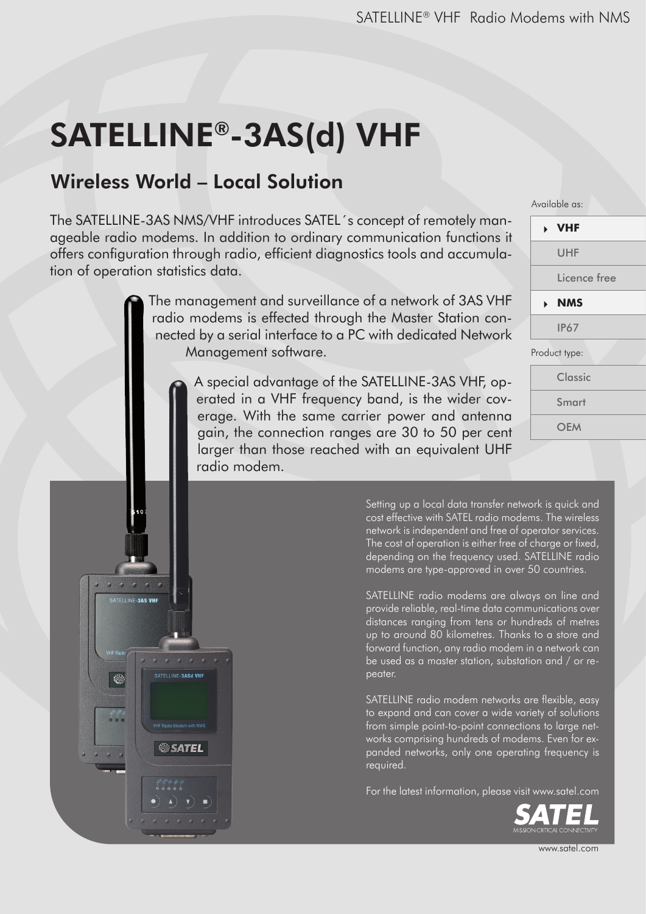# SATELLINE®-3AS(d) VHF

## Wireless World – Local Solution

The SATELLINE-3AS NMS/VHF introduces SATEL´s concept of remotely manageable radio modems. In addition to ordinary communication functions it offers configuration through radio, efficient diagnostics tools and accumulation of operation statistics data.

The management and surveillance of a network of 3AS VHF radio modems is effected through the Master Station connected by a serial interface to a PC with dedicated Network Management software.

A special advantage of the SATELLINE-3AS VHF, operated in a VHF frequency band, is the wider coverage. With the same carrier power and antenna gain, the connection ranges are 30 to 50 per cent larger than those reached with an equivalent UHF radio modem.

Available as:

- **VHF**
- UHF
- Licence free
- **NMS**
- IP67

Product type:

- Classic
- Smart
- OEM

Setting up a local data transfer network is quick and cost effective with SATEL radio modems. The wireless network is independent and free of operator services. The cost of operation is either free of charge or fixed, depending on the frequency used. SATELLINE radio modems are type-approved in over 50 countries.

SATELLINE radio modems are always on line and provide reliable, real-time data communications over distances ranging from tens or hundreds of metres up to around 80 kilometres. Thanks to a store and forward function, any radio modem in a network can be used as a master station, substation and / or repeater.

SATELLINE radio modem networks are flexible, easy to expand and can cover a wide variety of solutions from simple point-to-point connections to large networks comprising hundreds of modems. Even for expanded networks, only one operating frequency is required.

For the latest information, please visit www.satel.com

SATEL – MISSION-CRITICAL CONNECTIVITY

www.satel.com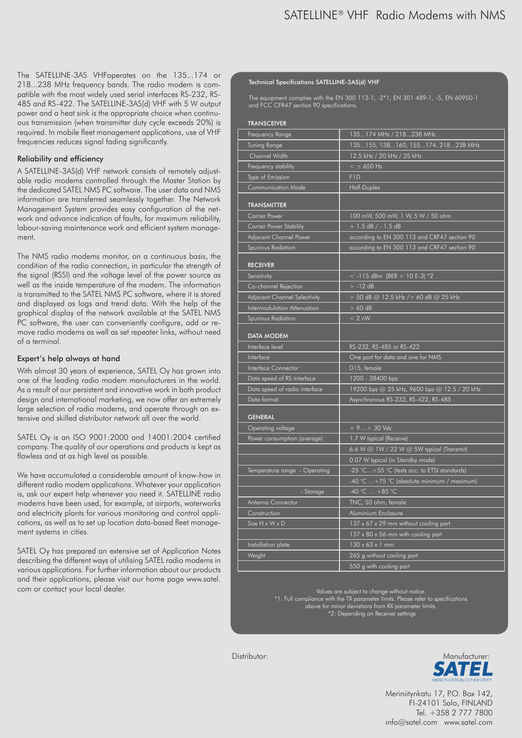The SATELLINE-3AS VHFoperates on the 135...174 or 218...238 MHz frequency bands. The radio modem is compatible with the most widely used serial interfaces RS-232, RS-485 and RS-422. The SATELLINE-3AS(d) VHF with 5 W output power and a heat sink is the appropriate choice when continuous transmission (when transmitter duty cycle exceeds 20%) is required. In mobile fleet management applications, use of VHF frequencies reduces signal fading significantly.

### Reliability and efficiency

A SATELLINE-3AS(d) VHF network consists of remotely adjustable radio modems controlled through the Master Station by the dedicated SATEL NMS PC software. The user data and NMS information are transferred seamlessly together. The Network Management System provides easy configuration of the network and advance indication of faults, for maximum reliability, labour-saving maintenance work and efficient system management.

The NMS radio modems monitor, on a continuous basis, the condition of the radio connection, in particular the strength of the signal (RSSI) and the voltage level of the power source as well as the inside temperature of the modem. The information is transmitted to the SATEL NMS PC software, where it is stored and displayed as logs and trend data. With the help of the graphical display of the network available at the SATEL NMS PC software, the user can conveniently configure, add or remove radio modems as well as set repeater links, without need of a terminal.

### Expert's help always at hand

With almost 30 years of experience, SATEL Oy has grown into one of the leading radio modem manufacturers in the world. As a result of our persistent and innovative work in both product design and international marketing, we now offer an extremely large selection of radio modems, and operate through an extensive and skilled distributor network all over the world.

SATEL Oy is an ISO 9001:2000 and 14001:2004 certified company. The quality of our operations and products is kept as flawless and at as high level as possible.

We have accumulated a considerable amount of know-how in different radio modem applications. Whatever your application is, ask our expert help whenever you need it. SATELLINE radio modems have been used, for example, at airports, waterworks and electricity plants for various monitoring and control applications, as well as to set up location data-based fleet management systems in cities.

SATEL Oy has prepared an extensive set of Application Notes describing the different ways of utilising SATEL radio modems in various applications. For further information about our products and their applications, please visit our home page www.satel.com or contact your local dealer.

### Technical Specifications SATELLINE-3AS(d) VHF

The equipment complies with the EN 300 113-1, -2*1, EN 301 489-1, -5, EN 60950-1 and FCC CFR47 section 90 specifications.

| | |
|---|---|
| **TRANSCEIVER** | |
| Frequency Range | 135...174 MHz / 218...238 MHz |
| Tuning Range | 135...155, 138...160, 155...174, 218...238 MHz |
| Channel Width | 12.5 kHz / 20 kHz / 25 kHz |
| Frequency stability | < ± 650 Hz |
| Type of Emission | F1D |
| Communication Mode | Half-Duplex |
| **TRANSMITTER** | |
| Carrier Power | 100 mW, 500 mW, 1 W, 5 W / 50 ohm |
| Carrier Power Stability | + 1.5 dB / - 1.5 dB |
| Adjacent Channel Power | according to EN 300 113 and CRF47 section 90 |
| Spurious Radiation | according to EN 300 113 and CRF47 section 90 |
| **RECEIVER** | |
| Sensitivity | < -115 dBm (BER < 10 E-3) *2 |
| Co-channel Rejection | > -12 dB |
| Adjacent Channel Selectivity | > 50 dB @ 12.5 kHz /> 60 dB @ 25 kHz |
| Intermodulation Attenuation | > 60 dB |
| Spurious Radiation | < 2 nW |
| **DATA MODEM** | |
| Interface level | RS-232, RS-485 or RS-422 |
| Interface | One port for data and one for NMS |
| Interface Connector | D15, female |
| Data speed of RS interface | 1200 - 38400 bps |
| Data speed of radio interface | 19200 bps @ 25 kHz, 9600 bps @ 12.5 / 20 kHz |
| Data format | Asynchronous RS-232, RS-422, RS-485 |
| **GENERAL** | |
| Operating voltage | + 9 ...+ 30 Vdc |
| Power consumption (average) | 1.7 W typical (Receive) |
| | 6.6 W @ 1W / 22 W @ 5W typical (Transmit) |
| | 0.07 W typical (in Standby mode) |
| Temperature range - Operating | -25 °C...+55 °C (tests acc. to ETSI standards) |
| | -40 °C ...+75 °C (absolute minimum / maximum) |
| - Storage | -40 °C ... +85 °C |
| Antenna Connector | TNC, 50 ohm, female |
| Construction | Aluminium Enclosure |
| Size H x W x D | 137 x 67 x 29 mm without cooling part |
| | 137 x 80 x 56 mm with cooling part |
| Installation plate | 130 x 63 x 1 mm |
| Weight | 265 g without cooling part |
| | 550 g with cooling part |

Values are subject to change without notice.
*1: Full compliance with the TX parameter limits. Please refer to specifications above for minor deviations from RX parameter limits.
*2: Depending on Receiver settings

Distributor:

Manufacturer:
SATEL
MISSION-CRITICAL CONNECTIVITY

Meriniitynkatu 17, P.O. Box 142,
FI-24101 Salo, FINLAND
Tel. +358 2 777 7800
info@satel.com www.satel.com